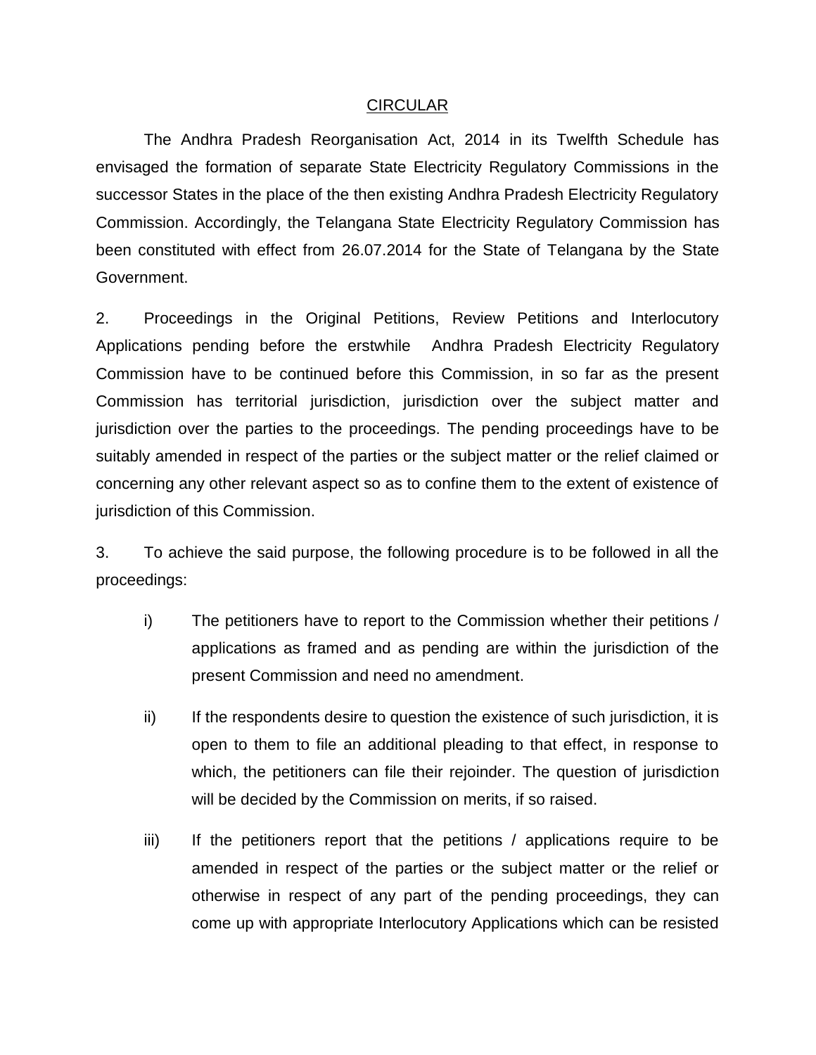# CIRCULAR

The Andhra Pradesh Reorganisation Act, 2014 in its Twelfth Schedule has envisaged the formation of separate State Electricity Regulatory Commissions in the successor States in the place of the then existing Andhra Pradesh Electricity Regulatory Commission. Accordingly, the Telangana State Electricity Regulatory Commission has been constituted with effect from 26.07.2014 for the State of Telangana by the State Government.

2. Proceedings in the Original Petitions, Review Petitions and Interlocutory Applications pending before the erstwhile Andhra Pradesh Electricity Regulatory Commission have to be continued before this Commission, in so far as the present Commission has territorial jurisdiction, jurisdiction over the subject matter and jurisdiction over the parties to the proceedings. The pending proceedings have to be suitably amended in respect of the parties or the subject matter or the relief claimed or concerning any other relevant aspect so as to confine them to the extent of existence of jurisdiction of this Commission.

3. To achieve the said purpose, the following procedure is to be followed in all the proceedings:

i) The petitioners have to report to the Commission whether their petitions / applications as framed and as pending are within the jurisdiction of the present Commission and need no amendment.

ii) If the respondents desire to question the existence of such jurisdiction, it is open to them to file an additional pleading to that effect, in response to which, the petitioners can file their rejoinder. The question of jurisdiction will be decided by the Commission on merits, if so raised.

iii) If the petitioners report that the petitions / applications require to be amended in respect of the parties or the subject matter or the relief or otherwise in respect of any part of the pending proceedings, they can come up with appropriate Interlocutory Applications which can be resisted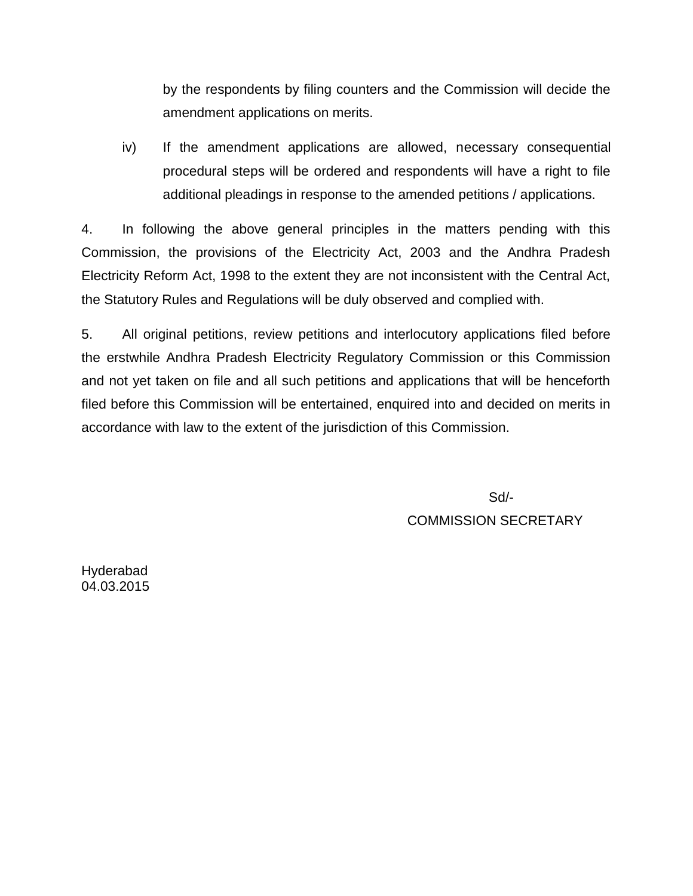by the respondents by filing counters and the Commission will decide the amendment applications on merits.

iv) If the amendment applications are allowed, necessary consequential procedural steps will be ordered and respondents will have a right to file additional pleadings in response to the amended petitions / applications.

4. In following the above general principles in the matters pending with this Commission, the provisions of the Electricity Act, 2003 and the Andhra Pradesh Electricity Reform Act, 1998 to the extent they are not inconsistent with the Central Act, the Statutory Rules and Regulations will be duly observed and complied with.

5. All original petitions, review petitions and interlocutory applications filed before the erstwhile Andhra Pradesh Electricity Regulatory Commission or this Commission and not yet taken on file and all such petitions and applications that will be henceforth filed before this Commission will be entertained, enquired into and decided on merits in accordance with law to the extent of the jurisdiction of this Commission.

Sd/-
COMMISSION SECRETARY

Hyderabad
04.03.2015